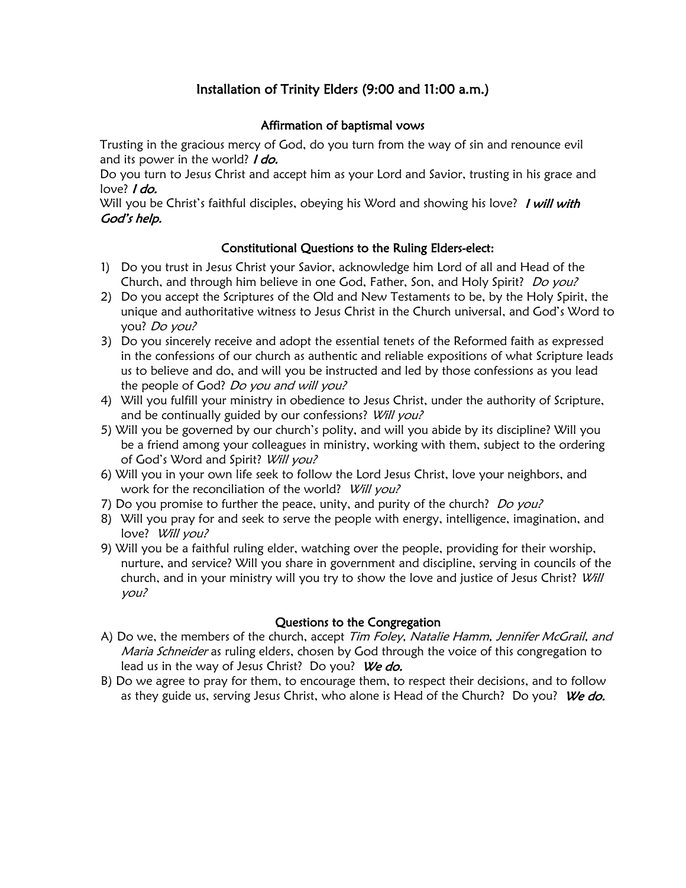## Installation of Trinity Elders (9:00 and 11:00 a.m.)

### Affirmation of baptismal vows

Trusting in the gracious mercy of God, do you turn from the way of sin and renounce evil and its power in the world? ***I do.***

Do you turn to Jesus Christ and accept him as your Lord and Savior, trusting in his grace and love? ***I do.***

Will you be Christ's faithful disciples, obeying his Word and showing his love? ***I will with God's help.***

### Constitutional Questions to the Ruling Elders-elect:

1) Do you trust in Jesus Christ your Savior, acknowledge him Lord of all and Head of the Church, and through him believe in one God, Father, Son, and Holy Spirit? *Do you?*
2) Do you accept the Scriptures of the Old and New Testaments to be, by the Holy Spirit, the unique and authoritative witness to Jesus Christ in the Church universal, and God's Word to you? *Do you?*
3) Do you sincerely receive and adopt the essential tenets of the Reformed faith as expressed in the confessions of our church as authentic and reliable expositions of what Scripture leads us to believe and do, and will you be instructed and led by those confessions as you lead the people of God? *Do you and will you?*
4) Will you fulfill your ministry in obedience to Jesus Christ, under the authority of Scripture, and be continually guided by our confessions? *Will you?*
5) Will you be governed by our church's polity, and will you abide by its discipline? Will you be a friend among your colleagues in ministry, working with them, subject to the ordering of God's Word and Spirit? *Will you?*
6) Will you in your own life seek to follow the Lord Jesus Christ, love your neighbors, and work for the reconciliation of the world? *Will you?*
7) Do you promise to further the peace, unity, and purity of the church? *Do you?*
8) Will you pray for and seek to serve the people with energy, intelligence, imagination, and love? *Will you?*
9) Will you be a faithful ruling elder, watching over the people, providing for their worship, nurture, and service? Will you share in government and discipline, serving in councils of the church, and in your ministry will you try to show the love and justice of Jesus Christ? *Will you?*

### Questions to the Congregation

A) Do we, the members of the church, accept *Tim Foley, Natalie Hamm, Jennifer McGrail, and Maria Schneider* as ruling elders, chosen by God through the voice of this congregation to lead us in the way of Jesus Christ? Do you? ***We do.***

B) Do we agree to pray for them, to encourage them, to respect their decisions, and to follow as they guide us, serving Jesus Christ, who alone is Head of the Church? Do you? ***We do.***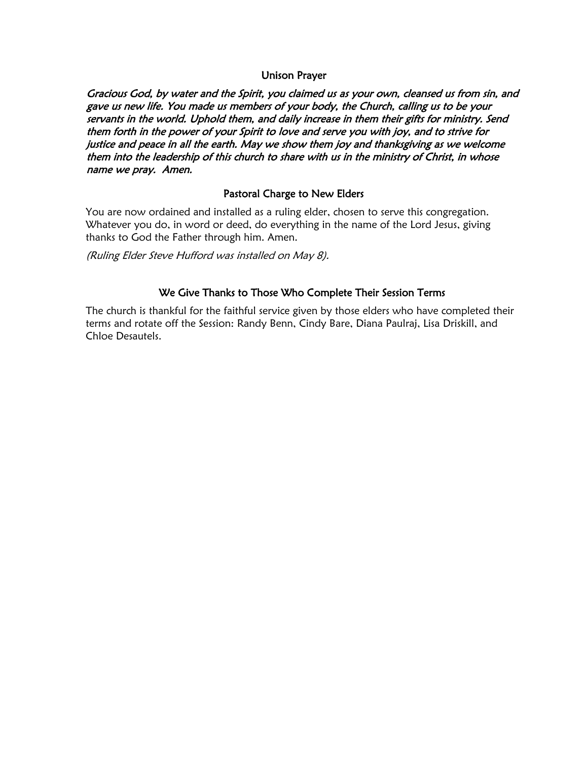### Unison Prayer

*Gracious God, by water and the Spirit, you claimed us as your own, cleansed us from sin, and gave us new life. You made us members of your body, the Church, calling us to be your servants in the world. Uphold them, and daily increase in them their gifts for ministry. Send them forth in the power of your Spirit to love and serve you with joy, and to strive for justice and peace in all the earth. May we show them joy and thanksgiving as we welcome them into the leadership of this church to share with us in the ministry of Christ, in whose name we pray. Amen.*

### Pastoral Charge to New Elders

You are now ordained and installed as a ruling elder, chosen to serve this congregation. Whatever you do, in word or deed, do everything in the name of the Lord Jesus, giving thanks to God the Father through him. Amen.

*(Ruling Elder Steve Hufford was installed on May 8).*

### We Give Thanks to Those Who Complete Their Session Terms

The church is thankful for the faithful service given by those elders who have completed their terms and rotate off the Session: Randy Benn, Cindy Bare, Diana Paulraj, Lisa Driskill, and Chloe Desautels.